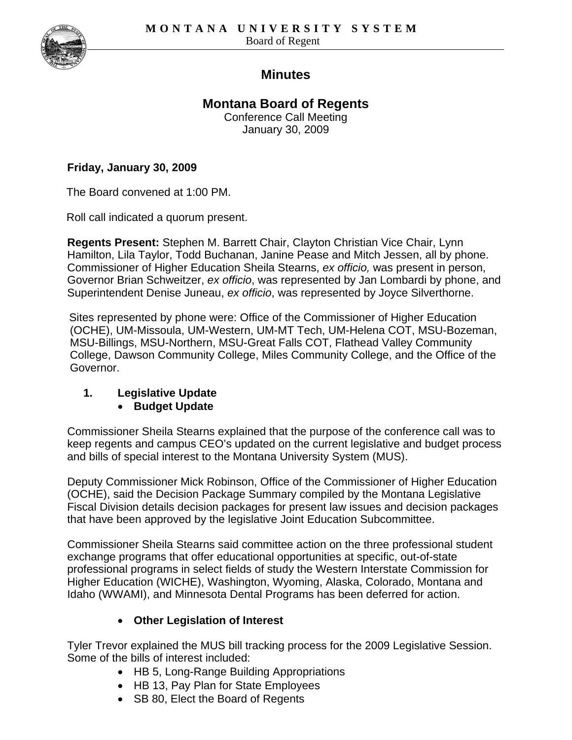**M O N T A N A   U N I V E R S I T Y   S Y S T E M**
Board of Regent

# Minutes

## Montana Board of Regents

Conference Call Meeting
January 30, 2009

**Friday, January 30, 2009**

The Board convened at 1:00 PM.

Roll call indicated a quorum present.

**Regents Present:** Stephen M. Barrett Chair, Clayton Christian Vice Chair, Lynn Hamilton, Lila Taylor, Todd Buchanan, Janine Pease and Mitch Jessen, all by phone. Commissioner of Higher Education Sheila Stearns, *ex officio,* was present in person, Governor Brian Schweitzer, *ex officio*, was represented by Jan Lombardi by phone, and Superintendent Denise Juneau, *ex officio*, was represented by Joyce Silverthorne.

Sites represented by phone were: Office of the Commissioner of Higher Education (OCHE), UM-Missoula, UM-Western, UM-MT Tech, UM-Helena COT, MSU-Bozeman, MSU-Billings, MSU-Northern, MSU-Great Falls COT, Flathead Valley Community College, Dawson Community College, Miles Community College, and the Office of the Governor.

1. **Legislative Update**
   - **Budget Update**

Commissioner Sheila Stearns explained that the purpose of the conference call was to keep regents and campus CEO's updated on the current legislative and budget process and bills of special interest to the Montana University System (MUS).

Deputy Commissioner Mick Robinson, Office of the Commissioner of Higher Education (OCHE), said the Decision Package Summary compiled by the Montana Legislative Fiscal Division details decision packages for present law issues and decision packages that have been approved by the legislative Joint Education Subcommittee.

Commissioner Sheila Stearns said committee action on the three professional student exchange programs that offer educational opportunities at specific, out-of-state professional programs in select fields of study the Western Interstate Commission for Higher Education (WICHE), Washington, Wyoming, Alaska, Colorado, Montana and Idaho (WWAMI), and Minnesota Dental Programs has been deferred for action.

- **Other Legislation of Interest**

Tyler Trevor explained the MUS bill tracking process for the 2009 Legislative Session. Some of the bills of interest included:

- HB 5, Long-Range Building Appropriations
- HB 13, Pay Plan for State Employees
- SB 80, Elect the Board of Regents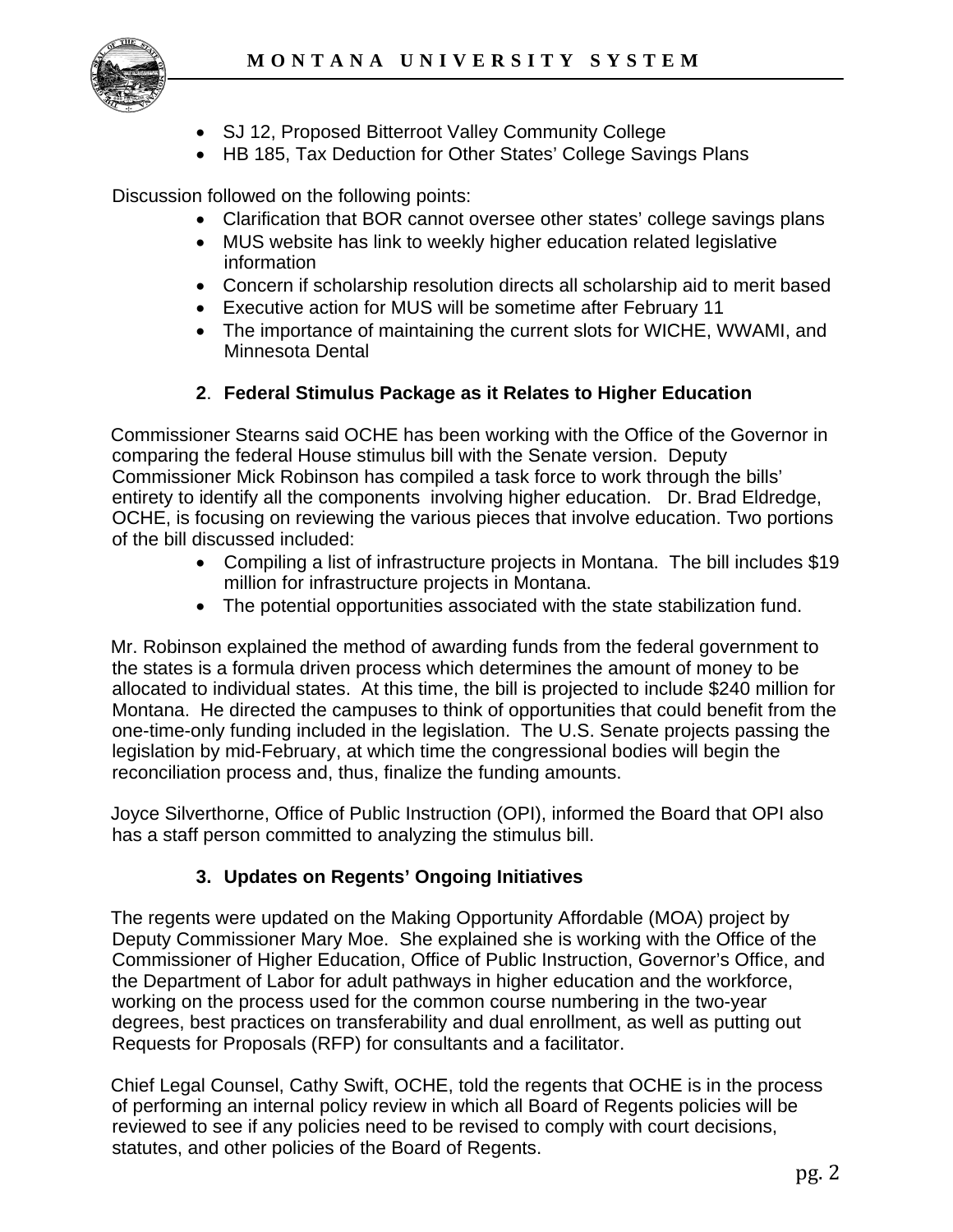- SJ 12, Proposed Bitterroot Valley Community College
- HB 185, Tax Deduction for Other States' College Savings Plans

Discussion followed on the following points:

- Clarification that BOR cannot oversee other states' college savings plans
- MUS website has link to weekly higher education related legislative information
- Concern if scholarship resolution directs all scholarship aid to merit based
- Executive action for MUS will be sometime after February 11
- The importance of maintaining the current slots for WICHE, WWAMI, and Minnesota Dental

### 2. Federal Stimulus Package as it Relates to Higher Education

Commissioner Stearns said OCHE has been working with the Office of the Governor in comparing the federal House stimulus bill with the Senate version. Deputy Commissioner Mick Robinson has compiled a task force to work through the bills' entirety to identify all the components involving higher education. Dr. Brad Eldredge, OCHE, is focusing on reviewing the various pieces that involve education. Two portions of the bill discussed included:

- Compiling a list of infrastructure projects in Montana. The bill includes $19 million for infrastructure projects in Montana.
- The potential opportunities associated with the state stabilization fund.

Mr. Robinson explained the method of awarding funds from the federal government to the states is a formula driven process which determines the amount of money to be allocated to individual states. At this time, the bill is projected to include $240 million for Montana. He directed the campuses to think of opportunities that could benefit from the one-time-only funding included in the legislation. The U.S. Senate projects passing the legislation by mid-February, at which time the congressional bodies will begin the reconciliation process and, thus, finalize the funding amounts.

Joyce Silverthorne, Office of Public Instruction (OPI), informed the Board that OPI also has a staff person committed to analyzing the stimulus bill.

### 3. Updates on Regents' Ongoing Initiatives

The regents were updated on the Making Opportunity Affordable (MOA) project by Deputy Commissioner Mary Moe. She explained she is working with the Office of the Commissioner of Higher Education, Office of Public Instruction, Governor's Office, and the Department of Labor for adult pathways in higher education and the workforce, working on the process used for the common course numbering in the two-year degrees, best practices on transferability and dual enrollment, as well as putting out Requests for Proposals (RFP) for consultants and a facilitator.

Chief Legal Counsel, Cathy Swift, OCHE, told the regents that OCHE is in the process of performing an internal policy review in which all Board of Regents policies will be reviewed to see if any policies need to be revised to comply with court decisions, statutes, and other policies of the Board of Regents.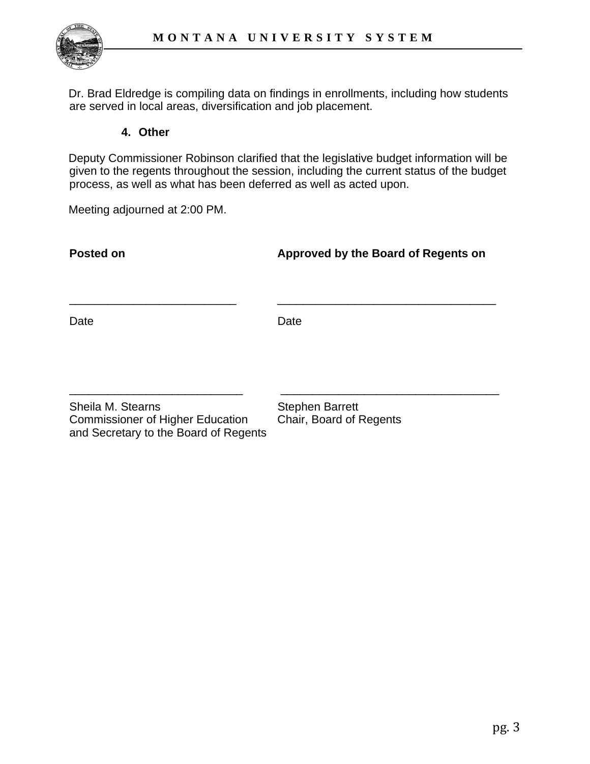Dr. Brad Eldredge is compiling data on findings in enrollments, including how students are served in local areas, diversification and job placement.

**4. Other**

Deputy Commissioner Robinson clarified that the legislative budget information will be given to the regents throughout the session, including the current status of the budget process, as well as what has been deferred as well as acted upon.

Meeting adjourned at 2:00 PM.

| **Posted on** | **Approved by the Board of Regents on** |
|---|---|
| ___________________________ | ___________________________________ |
| Date | Date |
| ___________________________ | ___________________________________ |
| Sheila M. Stearns<br>Commissioner of Higher Education<br>and Secretary to the Board of Regents | Stephen Barrett<br>Chair, Board of Regents |